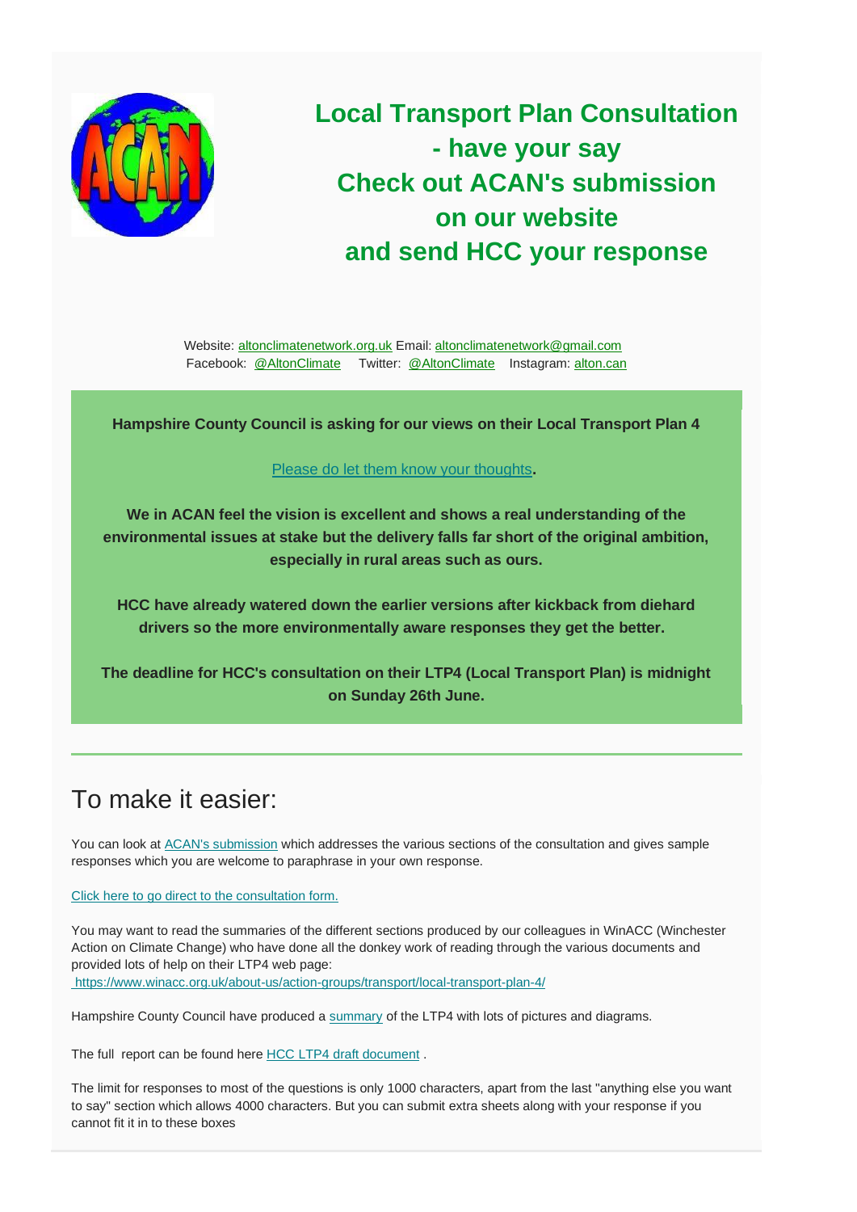# Local Transport Plan Consultation - have your say Check out ACAN's submission on our website and send HCC your response

Website: [altonclimatenetwork.org.uk](altonclimatenetwork.org.uk) Email: [altonclimatenetwork@gmail.com](mailto:altonclimatenetwork@gmail.com)
Facebook: @AltonClimate Twitter: @AltonClimate Instagram: alton.can

**Hampshire County Council is asking for our views on their Local Transport Plan 4**

Please do let them know your thoughts**.**

**We in ACAN feel the vision is excellent and shows a real understanding of the environmental issues at stake but the delivery falls far short of the original ambition, especially in rural areas such as ours.**

**HCC have already watered down the earlier versions after kickback from diehard drivers so the more environmentally aware responses they get the better.**

**The deadline for HCC's consultation on their LTP4 (Local Transport Plan) is midnight on Sunday 26th June.**

---

## To make it easier:

You can look at ACAN's submission which addresses the various sections of the consultation and gives sample responses which you are welcome to paraphrase in your own response.

Click here to go direct to the consultation form.

You may want to read the summaries of the different sections produced by our colleagues in WinACC (Winchester Action on Climate Change) who have done all the donkey work of reading through the various documents and provided lots of help on their LTP4 web page:
https://www.winacc.org.uk/about-us/action-groups/transport/local-transport-plan-4/

Hampshire County Council have produced a summary of the LTP4 with lots of pictures and diagrams.

The full report can be found here HCC LTP4 draft document .

The limit for responses to most of the questions is only 1000 characters, apart from the last "anything else you want to say" section which allows 4000 characters. But you can submit extra sheets along with your response if you cannot fit it in to these boxes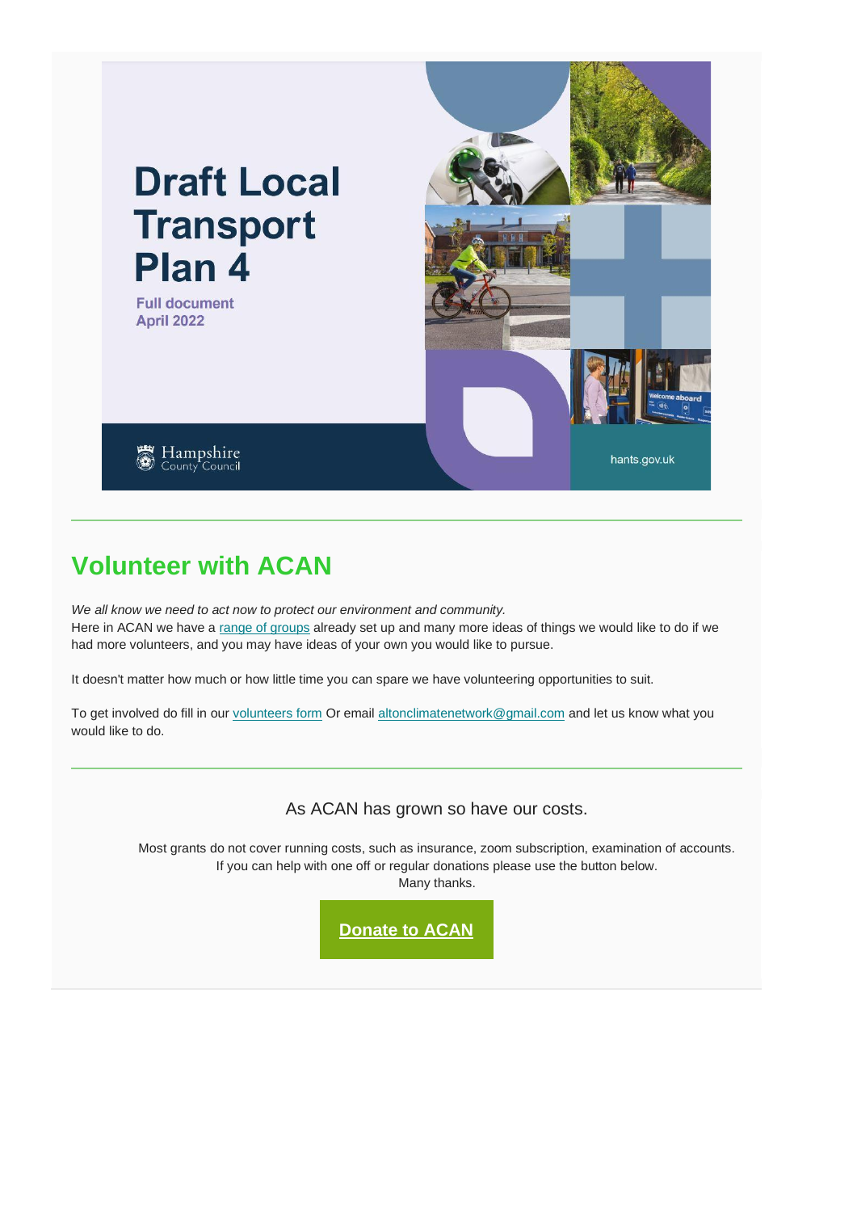Draft Local Transport Plan 4

Full document
April 2022

Hampshire County Council

hants.gov.uk

---

## Volunteer with ACAN

*We all know we need to act now to protect our environment and community.*
Here in ACAN we have a range of groups already set up and many more ideas of things we would like to do if we had more volunteers, and you may have ideas of your own you would like to pursue.

It doesn't matter how much or how little time you can spare we have volunteering opportunities to suit.

To get involved do fill in our volunteers form Or email altonclimatenetwork@gmail.com and let us know what you would like to do.

---

As ACAN has grown so have our costs.

Most grants do not cover running costs, such as insurance, zoom subscription, examination of accounts.
If you can help with one off or regular donations please use the button below.
Many thanks.

**Donate to ACAN**